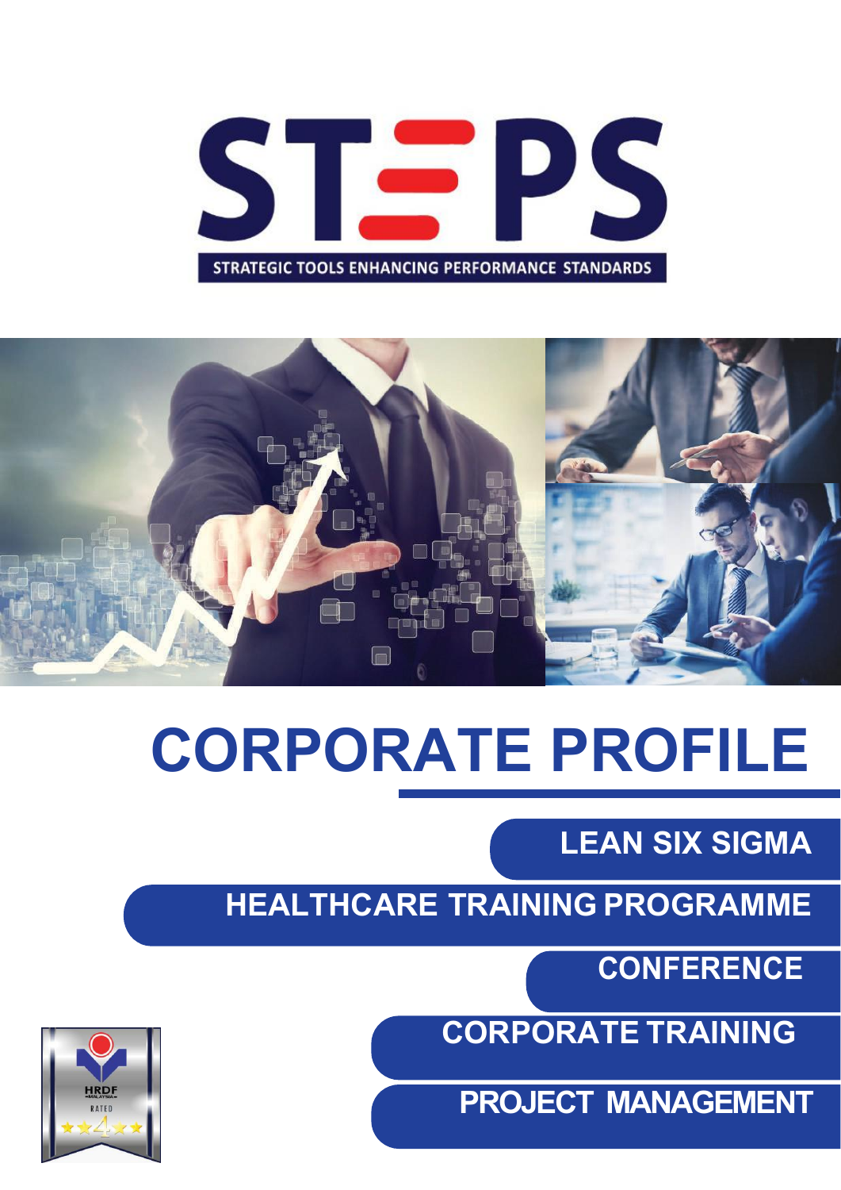# STEPS

STRATEGIC TOOLS ENHANCING PERFORMANCE STANDARDS

# CORPORATE PROFILE

- LEAN SIX SIGMA
- HEALTHCARE TRAINING PROGRAMME
- CONFERENCE
- CORPORATE TRAINING
- PROJECT MANAGEMENT

HRDF MALAYSIA RATED ★★4★★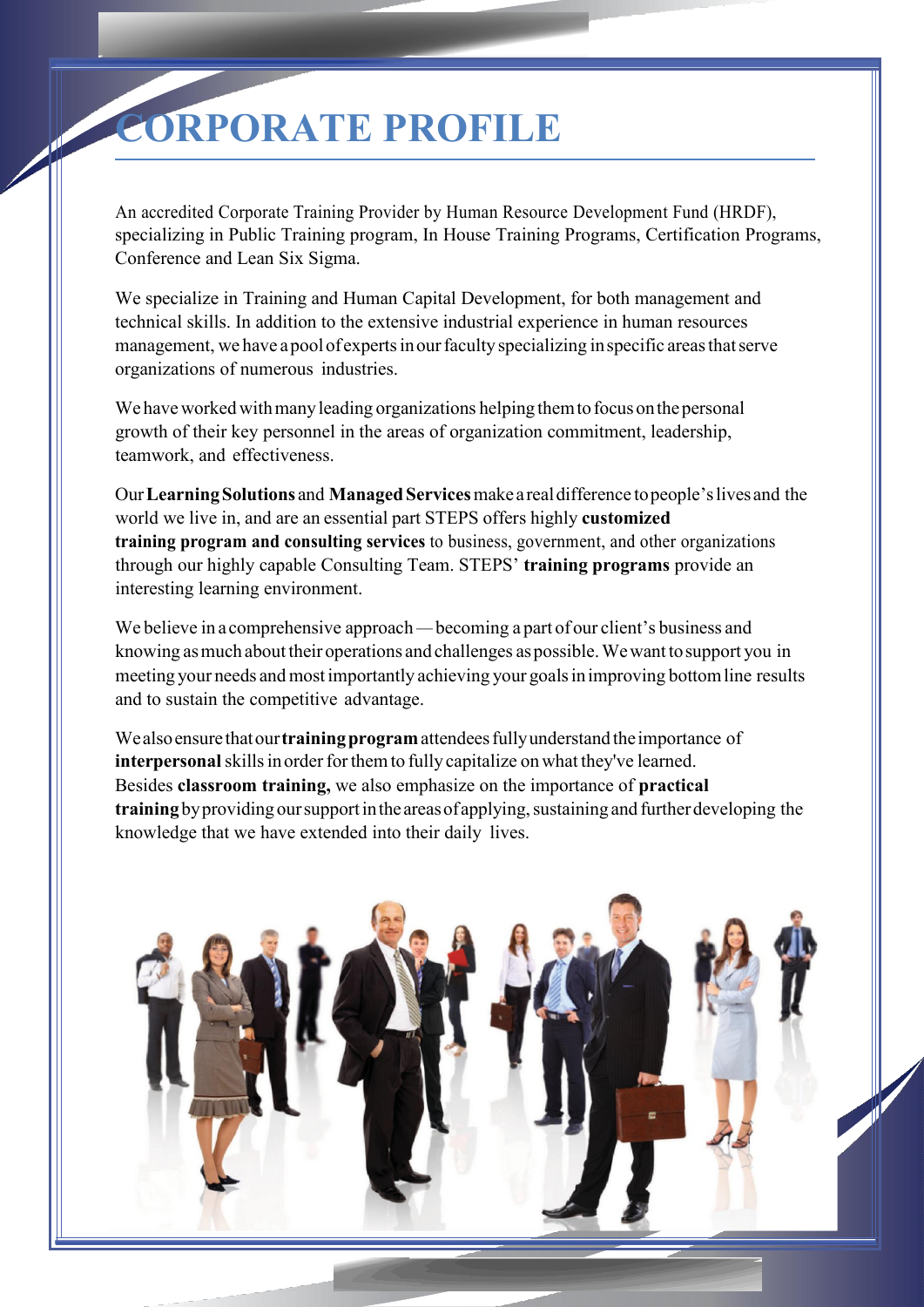# CORPORATE PROFILE

An accredited Corporate Training Provider by Human Resource Development Fund (HRDF), specializing in Public Training program, In House Training Programs, Certification Programs, Conference and Lean Six Sigma.

We specialize in Training and Human Capital Development, for both management and technical skills. In addition to the extensive industrial experience in human resources management, we have a pool of experts in our faculty specializing in specific areas that serve organizations of numerous industries.

We have worked with many leading organizations helping them to focus on the personal growth of their key personnel in the areas of organization commitment, leadership, teamwork, and effectiveness.

Our **Learning Solutions** and **Managed Services** make a real difference to people's lives and the world we live in, and are an essential part STEPS offers highly **customized training program and consulting services** to business, government, and other organizations through our highly capable Consulting Team. STEPS' **training programs** provide an interesting learning environment.

We believe in a comprehensive approach — becoming a part of our client's business and knowing as much about their operations and challenges as possible. We want to support you in meeting your needs and most importantly achieving your goals in improving bottom line results and to sustain the competitive advantage.

We also ensure that our **training program** attendees fully understand the importance of **interpersonal** skills in order for them to fully capitalize on what they've learned. Besides **classroom training,** we also emphasize on the importance of **practical training** by providing our support in the areas of applying, sustaining and further developing the knowledge that we have extended into their daily lives.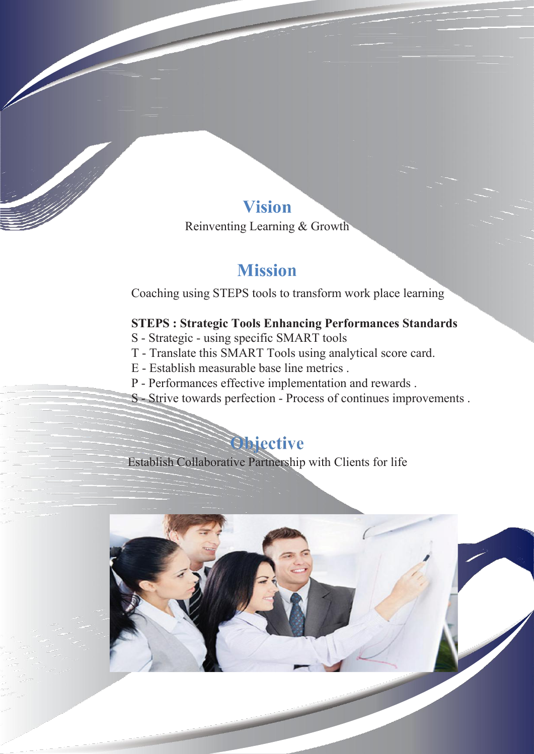## Vision

Reinventing Learning & Growth

## Mission

Coaching using STEPS tools to transform work place learning

**STEPS : Strategic Tools Enhancing Performances Standards**

S - Strategic - using specific SMART tools
T - Translate this SMART Tools using analytical score card.
E - Establish measurable base line metrics .
P - Performances effective implementation and rewards .
S - Strive towards perfection - Process of continues improvements .

## Objective

Establish Collaborative Partnership with Clients for life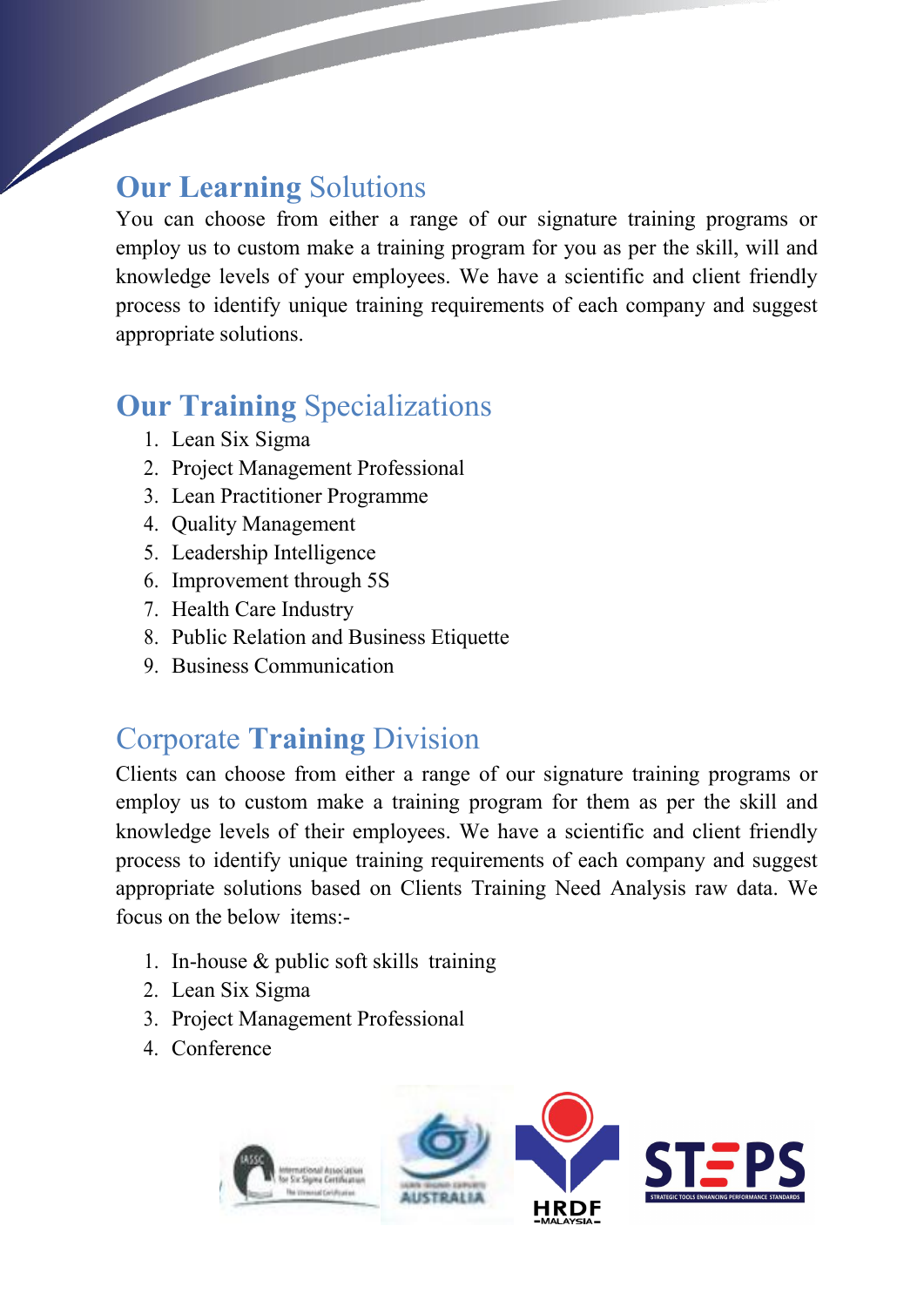## **Our Learning** Solutions

You can choose from either a range of our signature training programs or employ us to custom make a training program for you as per the skill, will and knowledge levels of your employees. We have a scientific and client friendly process to identify unique training requirements of each company and suggest appropriate solutions.

## **Our Training** Specializations

1. Lean Six Sigma
2. Project Management Professional
3. Lean Practitioner Programme
4. Quality Management
5. Leadership Intelligence
6. Improvement through 5S
7. Health Care Industry
8. Public Relation and Business Etiquette
9. Business Communication

## Corporate **Training** Division

Clients can choose from either a range of our signature training programs or employ us to custom make a training program for them as per the skill and knowledge levels of their employees. We have a scientific and client friendly process to identify unique training requirements of each company and suggest appropriate solutions based on Clients Training Need Analysis raw data. We focus on the below items:-

1. In-house & public soft skills training
2. Lean Six Sigma
3. Project Management Professional
4. Conference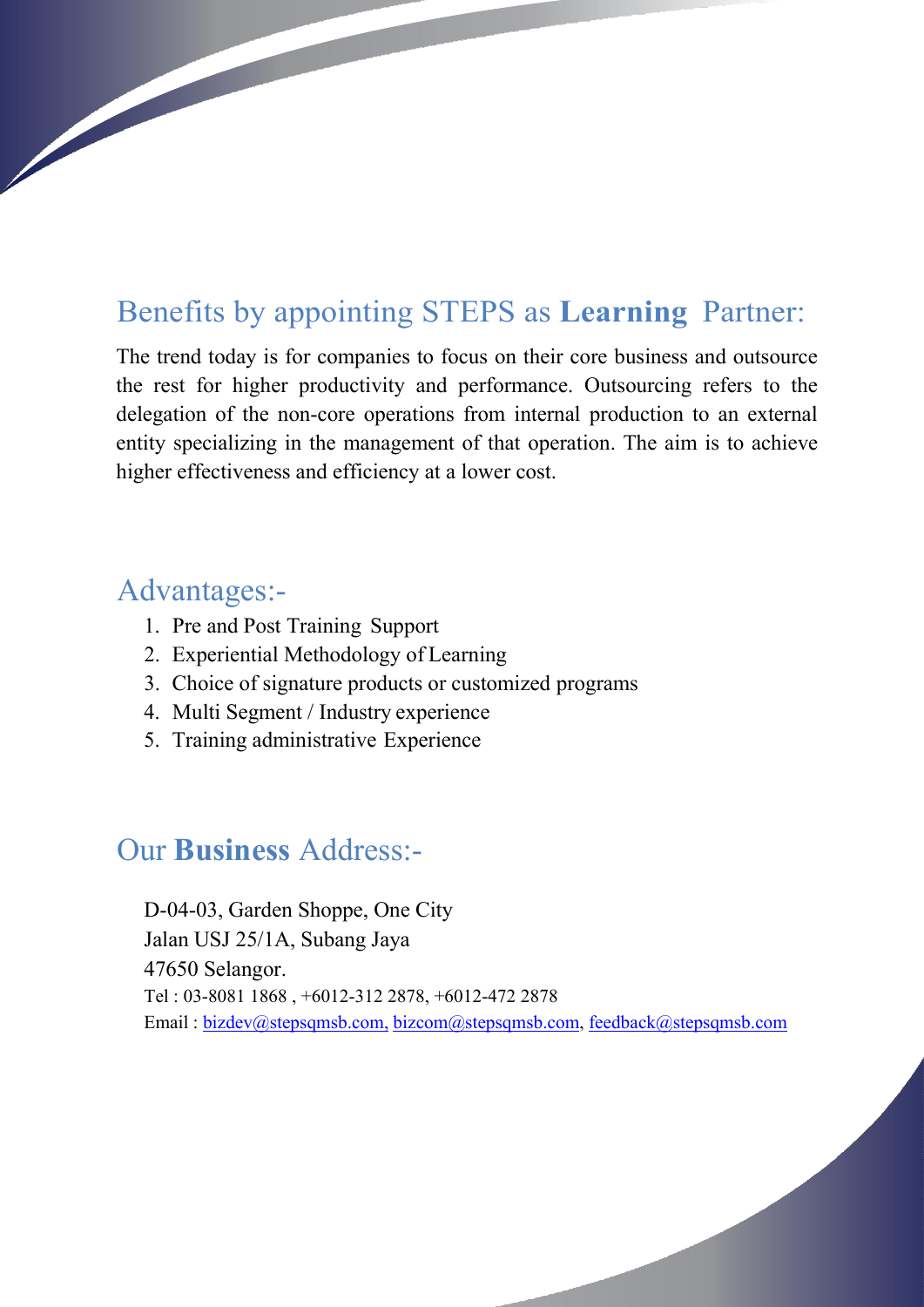## Benefits by appointing STEPS as **Learning** Partner:

The trend today is for companies to focus on their core business and outsource the rest for higher productivity and performance. Outsourcing refers to the delegation of the non-core operations from internal production to an external entity specializing in the management of that operation. The aim is to achieve higher effectiveness and efficiency at a lower cost.

## Advantages:-

1. Pre and Post Training Support
2. Experiential Methodology of Learning
3. Choice of signature products or customized programs
4. Multi Segment / Industry experience
5. Training administrative Experience

## Our **Business** Address:-

D-04-03, Garden Shoppe, One City
Jalan USJ 25/1A, Subang Jaya
47650 Selangor.
Tel : 03-8081 1868 , +6012-312 2878, +6012-472 2878
Email : bizdev@stepsqmsb.com, bizcom@stepsqmsb.com, feedback@stepsqmsb.com